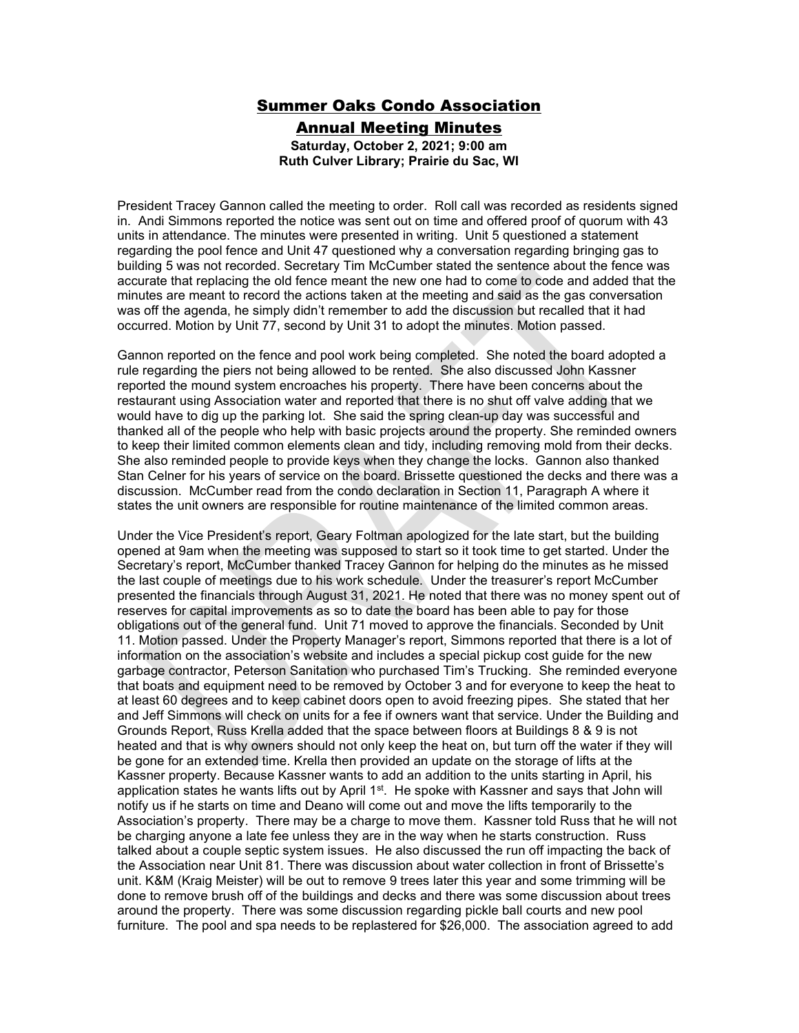# Summer Oaks Condo Association

## Annual Meeting Minutes

**Saturday, October 2, 2021; 9:00 am**
**Ruth Culver Library; Prairie du Sac, WI**

President Tracey Gannon called the meeting to order. Roll call was recorded as residents signed in. Andi Simmons reported the notice was sent out on time and offered proof of quorum with 43 units in attendance. The minutes were presented in writing. Unit 5 questioned a statement regarding the pool fence and Unit 47 questioned why a conversation regarding bringing gas to building 5 was not recorded. Secretary Tim McCumber stated the sentence about the fence was accurate that replacing the old fence meant the new one had to come to code and added that the minutes are meant to record the actions taken at the meeting and said as the gas conversation was off the agenda, he simply didn't remember to add the discussion but recalled that it had occurred. Motion by Unit 77, second by Unit 31 to adopt the minutes. Motion passed.

Gannon reported on the fence and pool work being completed. She noted the board adopted a rule regarding the piers not being allowed to be rented. She also discussed John Kassner reported the mound system encroaches his property. There have been concerns about the restaurant using Association water and reported that there is no shut off valve adding that we would have to dig up the parking lot. She said the spring clean-up day was successful and thanked all of the people who help with basic projects around the property. She reminded owners to keep their limited common elements clean and tidy, including removing mold from their decks. She also reminded people to provide keys when they change the locks. Gannon also thanked Stan Celner for his years of service on the board. Brissette questioned the decks and there was a discussion. McCumber read from the condo declaration in Section 11, Paragraph A where it states the unit owners are responsible for routine maintenance of the limited common areas.

Under the Vice President's report, Geary Foltman apologized for the late start, but the building opened at 9am when the meeting was supposed to start so it took time to get started. Under the Secretary's report, McCumber thanked Tracey Gannon for helping do the minutes as he missed the last couple of meetings due to his work schedule. Under the treasurer's report McCumber presented the financials through August 31, 2021. He noted that there was no money spent out of reserves for capital improvements as so to date the board has been able to pay for those obligations out of the general fund. Unit 71 moved to approve the financials. Seconded by Unit 11. Motion passed. Under the Property Manager's report, Simmons reported that there is a lot of information on the association's website and includes a special pickup cost guide for the new garbage contractor, Peterson Sanitation who purchased Tim's Trucking. She reminded everyone that boats and equipment need to be removed by October 3 and for everyone to keep the heat to at least 60 degrees and to keep cabinet doors open to avoid freezing pipes. She stated that her and Jeff Simmons will check on units for a fee if owners want that service. Under the Building and Grounds Report, Russ Krella added that the space between floors at Buildings 8 & 9 is not heated and that is why owners should not only keep the heat on, but turn off the water if they will be gone for an extended time. Krella then provided an update on the storage of lifts at the Kassner property. Because Kassner wants to add an addition to the units starting in April, his application states he wants lifts out by April 1st. He spoke with Kassner and says that John will notify us if he starts on time and Deano will come out and move the lifts temporarily to the Association's property. There may be a charge to move them. Kassner told Russ that he will not be charging anyone a late fee unless they are in the way when he starts construction. Russ talked about a couple septic system issues. He also discussed the run off impacting the back of the Association near Unit 81. There was discussion about water collection in front of Brissette's unit. K&M (Kraig Meister) will be out to remove 9 trees later this year and some trimming will be done to remove brush off of the buildings and decks and there was some discussion about trees around the property. There was some discussion regarding pickle ball courts and new pool furniture. The pool and spa needs to be replastered for $26,000. The association agreed to add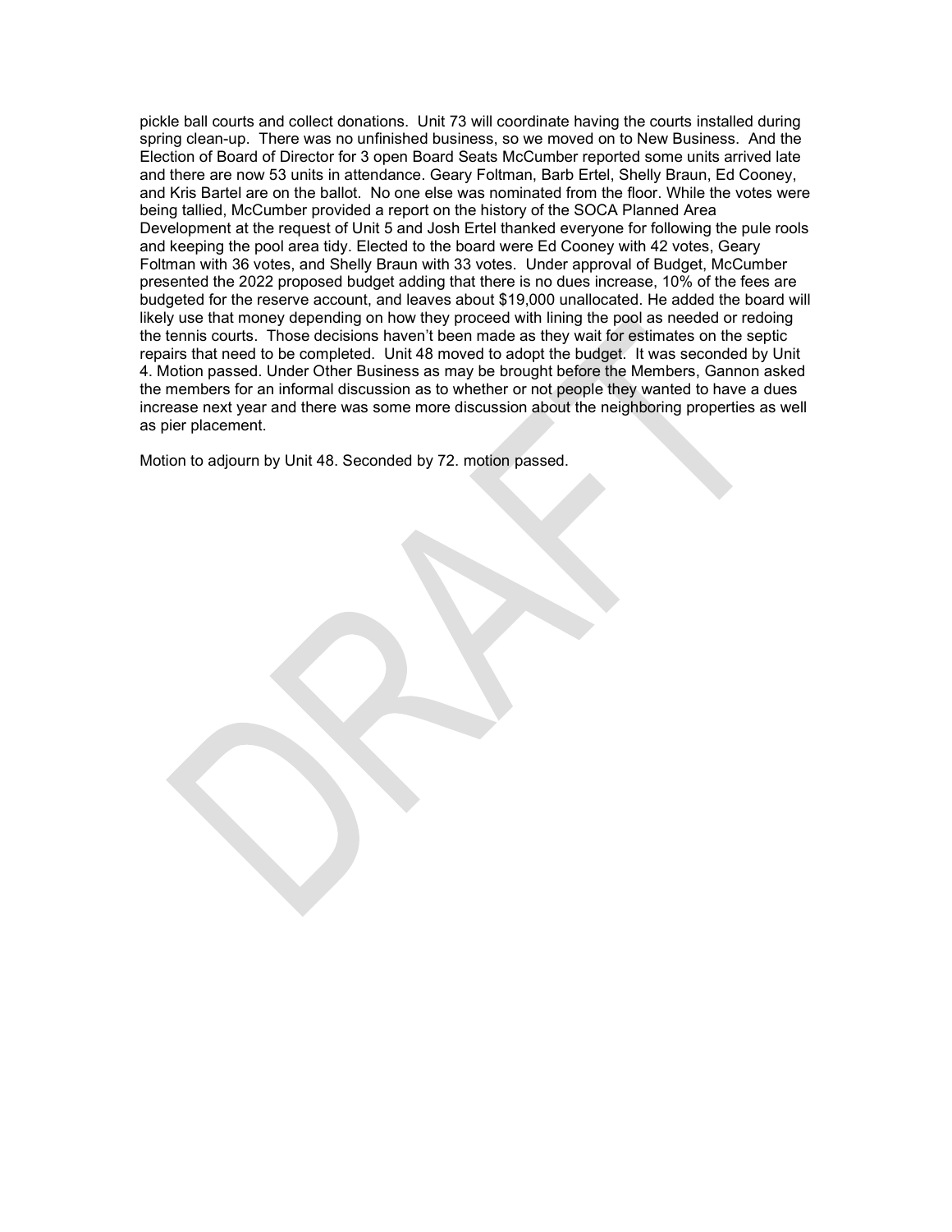pickle ball courts and collect donations. Unit 73 will coordinate having the courts installed during spring clean-up. There was no unfinished business, so we moved on to New Business. And the Election of Board of Director for 3 open Board Seats McCumber reported some units arrived late and there are now 53 units in attendance. Geary Foltman, Barb Ertel, Shelly Braun, Ed Cooney, and Kris Bartel are on the ballot. No one else was nominated from the floor. While the votes were being tallied, McCumber provided a report on the history of the SOCA Planned Area Development at the request of Unit 5 and Josh Ertel thanked everyone for following the pule rools and keeping the pool area tidy. Elected to the board were Ed Cooney with 42 votes, Geary Foltman with 36 votes, and Shelly Braun with 33 votes. Under approval of Budget, McCumber presented the 2022 proposed budget adding that there is no dues increase, 10% of the fees are budgeted for the reserve account, and leaves about $19,000 unallocated. He added the board will likely use that money depending on how they proceed with lining the pool as needed or redoing the tennis courts. Those decisions haven't been made as they wait for estimates on the septic repairs that need to be completed. Unit 48 moved to adopt the budget. It was seconded by Unit 4. Motion passed. Under Other Business as may be brought before the Members, Gannon asked the members for an informal discussion as to whether or not people they wanted to have a dues increase next year and there was some more discussion about the neighboring properties as well as pier placement.

Motion to adjourn by Unit 48. Seconded by 72. motion passed.

DRAFT